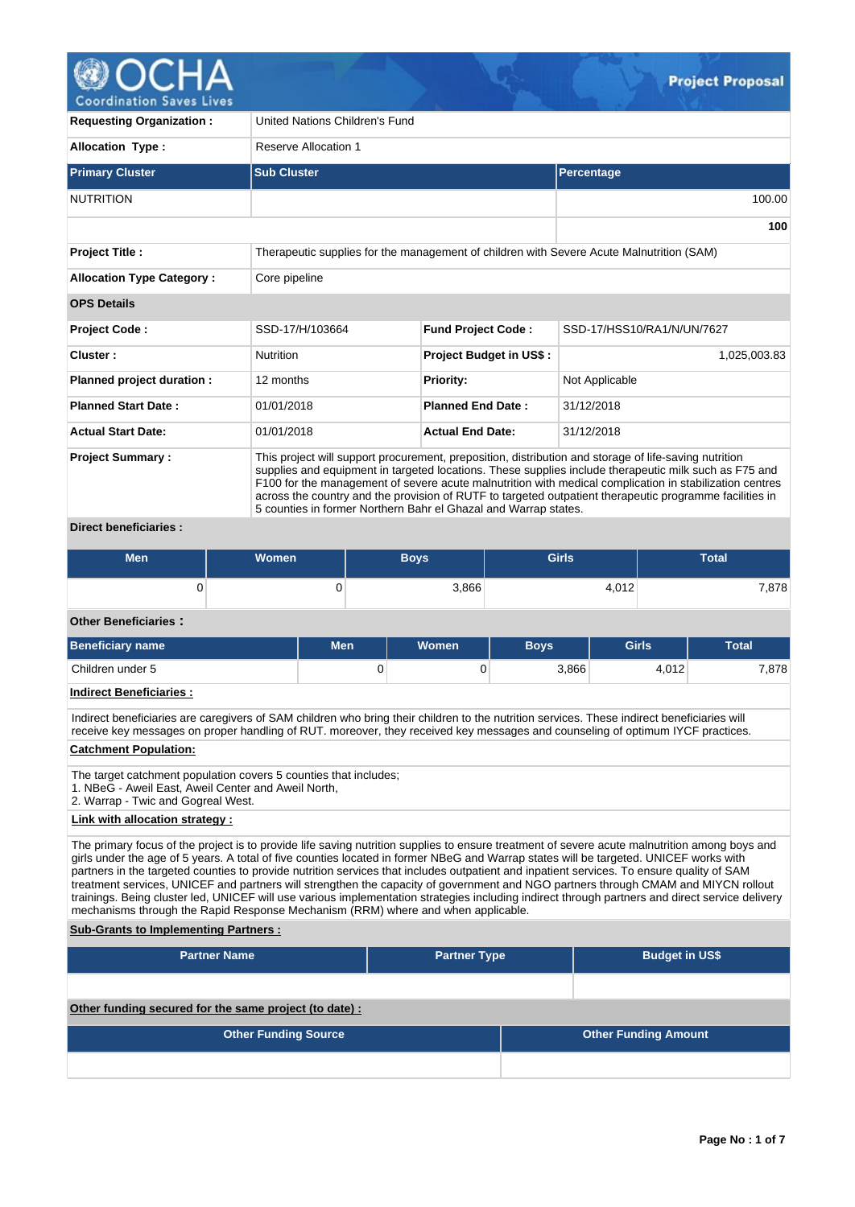# Project Proposal

| | |
|---|---|
| **Requesting Organization :** | United Nations Children's Fund |
| **Allocation Type :** | Reserve Allocation 1 |

| Primary Cluster | Sub Cluster | Percentage |
|---|---|---|
| NUTRITION | | 100.00 |
| | | **100** |

| | |
|---|---|
| **Project Title :** | Therapeutic supplies for the management of children with Severe Acute Malnutrition (SAM) |
| **Allocation Type Category :** | Core pipeline |

**OPS Details**

| | | | |
|---|---|---|---|
| **Project Code :** | SSD-17/H/103664 | **Fund Project Code :** | SSD-17/HSS10/RA1/N/UN/7627 |
| **Cluster :** | Nutrition | **Project Budget in US$ :** | 1,025,003.83 |
| **Planned project duration :** | 12 months | **Priority:** | Not Applicable |
| **Planned Start Date :** | 01/01/2018 | **Planned End Date :** | 31/12/2018 |
| **Actual Start Date:** | 01/01/2018 | **Actual End Date:** | 31/12/2018 |

**Project Summary :** This project will support procurement, preposition, distribution and storage of life-saving nutrition supplies and equipment in targeted locations. These supplies include therapeutic milk such as F75 and F100 for the management of severe acute malnutrition with medical complication in stabilization centres across the country and the provision of RUTF to targeted outpatient therapeutic programme facilities in 5 counties in former Northern Bahr el Ghazal and Warrap states.

**Direct beneficiaries :**

| Men | Women | Boys | Girls | Total |
|---|---|---|---|---|
| 0 | 0 | 3,866 | 4,012 | 7,878 |

**Other Beneficiaries :**

| Beneficiary name | Men | Women | Boys | Girls | Total |
|---|---|---|---|---|---|
| Children under 5 | 0 | 0 | 3,866 | 4,012 | 7,878 |

**Indirect Beneficiaries :**

Indirect beneficiaries are caregivers of SAM children who bring their children to the nutrition services. These indirect beneficiaries will receive key messages on proper handling of RUT. moreover, they received key messages and counseling of optimum IYCF practices.

**Catchment Population:**

The target catchment population covers 5 counties that includes;
1. NBeG - Aweil East, Aweil Center and Aweil North,
2. Warrap - Twic and Gogreal West.

**Link with allocation strategy :**

The primary focus of the project is to provide life saving nutrition supplies to ensure treatment of severe acute malnutrition among boys and girls under the age of 5 years. A total of five counties located in former NBeG and Warrap states will be targeted. UNICEF works with partners in the targeted counties to provide nutrition services that includes outpatient and inpatient services. To ensure quality of SAM treatment services, UNICEF and partners will strengthen the capacity of government and NGO partners through CMAM and MIYCN rollout trainings. Being cluster led, UNICEF will use various implementation strategies including indirect through partners and direct service delivery mechanisms through the Rapid Response Mechanism (RRM) where and when applicable.

**Sub-Grants to Implementing Partners :**

| Partner Name | Partner Type | Budget in US$ |
|---|---|---|
| | | |

**Other funding secured for the same project (to date) :**

| Other Funding Source | Other Funding Amount |
|---|---|
| | |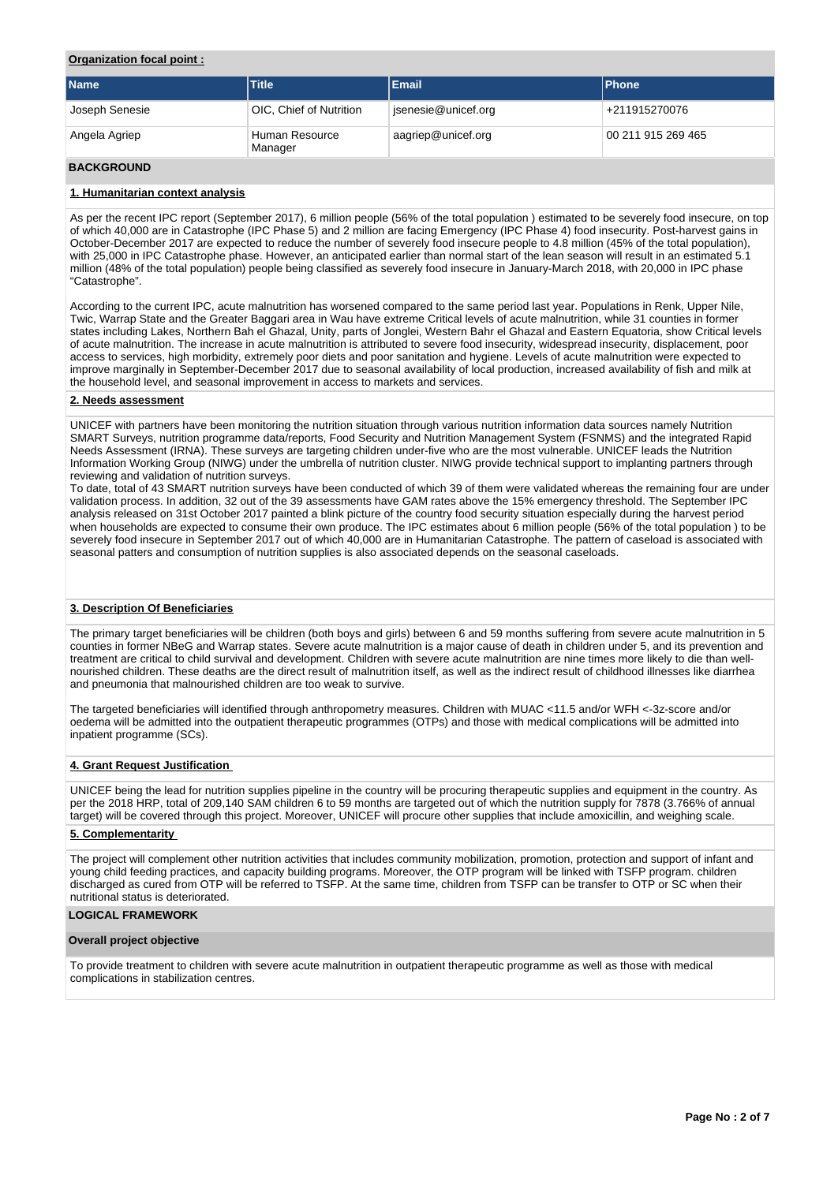**Organization focal point :**

| Name | Title | Email | Phone |
|---|---|---|---|
| Joseph Senesie | OIC, Chief of Nutrition | jsenesie@unicef.org | +211915270076 |
| Angela Agriep | Human Resource Manager | aagriep@unicef.org | 00 211 915 269 465 |

## BACKGROUND

### 1. Humanitarian context analysis

As per the recent IPC report (September 2017), 6 million people (56% of the total population ) estimated to be severely food insecure, on top of which 40,000 are in Catastrophe (IPC Phase 5) and 2 million are facing Emergency (IPC Phase 4) food insecurity. Post-harvest gains in October-December 2017 are expected to reduce the number of severely food insecure people to 4.8 million (45% of the total population), with 25,000 in IPC Catastrophe phase. However, an anticipated earlier than normal start of the lean season will result in an estimated 5.1 million (48% of the total population) people being classified as severely food insecure in January-March 2018, with 20,000 in IPC phase "Catastrophe".

According to the current IPC, acute malnutrition has worsened compared to the same period last year. Populations in Renk, Upper Nile, Twic, Warrap State and the Greater Baggari area in Wau have extreme Critical levels of acute malnutrition, while 31 counties in former states including Lakes, Northern Bah el Ghazal, Unity, parts of Jonglei, Western Bahr el Ghazal and Eastern Equatoria, show Critical levels of acute malnutrition. The increase in acute malnutrition is attributed to severe food insecurity, widespread insecurity, displacement, poor access to services, high morbidity, extremely poor diets and poor sanitation and hygiene. Levels of acute malnutrition were expected to improve marginally in September-December 2017 due to seasonal availability of local production, increased availability of fish and milk at the household level, and seasonal improvement in access to markets and services.

### 2. Needs assessment

UNICEF with partners have been monitoring the nutrition situation through various nutrition information data sources namely Nutrition SMART Surveys, nutrition programme data/reports, Food Security and Nutrition Management System (FSNMS) and the integrated Rapid Needs Assessment (IRNA). These surveys are targeting children under-five who are the most vulnerable. UNICEF leads the Nutrition Information Working Group (NIWG) under the umbrella of nutrition cluster. NIWG provide technical support to implanting partners through reviewing and validation of nutrition surveys.
To date, total of 43 SMART nutrition surveys have been conducted of which 39 of them were validated whereas the remaining four are under validation process. In addition, 32 out of the 39 assessments have GAM rates above the 15% emergency threshold. The September IPC analysis released on 31st October 2017 painted a blink picture of the country food security situation especially during the harvest period when households are expected to consume their own produce. The IPC estimates about 6 million people (56% of the total population ) to be severely food insecure in September 2017 out of which 40,000 are in Humanitarian Catastrophe. The pattern of caseload is associated with seasonal patters and consumption of nutrition supplies is also associated depends on the seasonal caseloads.

### 3. Description Of Beneficiaries

The primary target beneficiaries will be children (both boys and girls) between 6 and 59 months suffering from severe acute malnutrition in 5 counties in former NBeG and Warrap states. Severe acute malnutrition is a major cause of death in children under 5, and its prevention and treatment are critical to child survival and development. Children with severe acute malnutrition are nine times more likely to die than well-nourished children. These deaths are the direct result of malnutrition itself, as well as the indirect result of childhood illnesses like diarrhea and pneumonia that malnourished children are too weak to survive.

The targeted beneficiaries will identified through anthropometry measures. Children with MUAC <11.5 and/or WFH <-3z-score and/or oedema will be admitted into the outpatient therapeutic programmes (OTPs) and those with medical complications will be admitted into inpatient programme (SCs).

### 4. Grant Request Justification

UNICEF being the lead for nutrition supplies pipeline in the country will be procuring therapeutic supplies and equipment in the country. As per the 2018 HRP, total of 209,140 SAM children 6 to 59 months are targeted out of which the nutrition supply for 7878 (3.766% of annual target) will be covered through this project. Moreover, UNICEF will procure other supplies that include amoxicillin, and weighing scale.

### 5. Complementarity

The project will complement other nutrition activities that includes community mobilization, promotion, protection and support of infant and young child feeding practices, and capacity building programs. Moreover, the OTP program will be linked with TSFP program. children discharged as cured from OTP will be referred to TSFP. At the same time, children from TSFP can be transfer to OTP or SC when their nutritional status is deteriorated.

## LOGICAL FRAMEWORK

### Overall project objective

To provide treatment to children with severe acute malnutrition in outpatient therapeutic programme as well as those with medical complications in stabilization centres.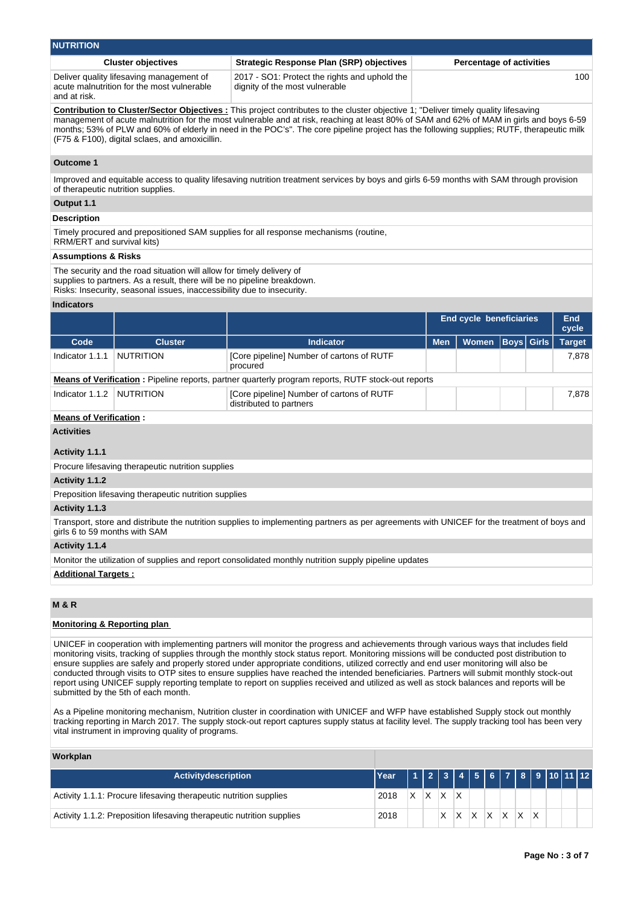## NUTRITION

| Cluster objectives | Strategic Response Plan (SRP) objectives | Percentage of activities |
|---|---|---|
| Deliver quality lifesaving management of acute malnutrition for the most vulnerable and at risk. | 2017 - SO1: Protect the rights and uphold the dignity of the most vulnerable | 100 |

**Contribution to Cluster/Sector Objectives :** This project contributes to the cluster objective 1; "Deliver timely quality lifesaving management of acute malnutrition for the most vulnerable and at risk, reaching at least 80% of SAM and 62% of MAM in girls and boys 6-59 months; 53% of PLW and 60% of elderly in need in the POC's". The core pipeline project has the following supplies; RUTF, therapeutic milk (F75 & F100), digital sclaes, and amoxicillin.

### Outcome 1

Improved and equitable access to quality lifesaving nutrition treatment services by boys and girls 6-59 months with SAM through provision of therapeutic nutrition supplies.

### Output 1.1

**Description**

Timely procured and prepositioned SAM supplies for all response mechanisms (routine, RRM/ERT and survival kits)

**Assumptions & Risks**

The security and the road situation will allow for timely delivery of supplies to partners. As a result, there will be no pipeline breakdown.
Risks: Insecurity, seasonal issues, inaccessibility due to insecurity.

**Indicators**

| | | | End cycle beneficiaries | | | | End cycle |
|---|---|---|---|---|---|---|---|
| Code | Cluster | Indicator | Men | Women | Boys | Girls | Target |
| Indicator 1.1.1 | NUTRITION | [Core pipeline] Number of cartons of RUTF procured | | | | | 7,878 |

**Means of Verification :** Pipeline reports, partner quarterly program reports, RUTF stock-out reports

| Code | Cluster | Indicator | Men | Women | Boys | Girls | Target |
|---|---|---|---|---|---|---|---|
| Indicator 1.1.2 | NUTRITION | [Core pipeline] Number of cartons of RUTF distributed to partners | | | | | 7,878 |

**Means of Verification :**

**Activities**

**Activity 1.1.1**

Procure lifesaving therapeutic nutrition supplies

**Activity 1.1.2**

Preposition lifesaving therapeutic nutrition supplies

**Activity 1.1.3**

Transport, store and distribute the nutrition supplies to implementing partners as per agreements with UNICEF for the treatment of boys and girls 6 to 59 months with SAM

**Activity 1.1.4**

Monitor the utilization of supplies and report consolidated monthly nutrition supply pipeline updates

**Additional Targets :**

## M & R

**Monitoring & Reporting plan**

UNICEF in cooperation with implementing partners will monitor the progress and achievements through various ways that includes field monitoring visits, tracking of supplies through the monthly stock status report. Monitoring missions will be conducted post distribution to ensure supplies are safely and properly stored under appropriate conditions, utilized correctly and end user monitoring will also be conducted through visits to OTP sites to ensure supplies have reached the intended beneficiaries. Partners will submit monthly stock-out report using UNICEF supply reporting template to report on supplies received and utilized as well as stock balances and reports will be submitted by the 5th of each month.

As a Pipeline monitoring mechanism, Nutrition cluster in coordination with UNICEF and WFP have established Supply stock out monthly tracking reporting in March 2017. The supply stock-out report captures supply status at facility level. The supply tracking tool has been very vital instrument in improving quality of programs.

**Workplan**

| Activitydescription | Year | 1 | 2 | 3 | 4 | 5 | 6 | 7 | 8 | 9 | 10 | 11 | 12 |
|---|---|---|---|---|---|---|---|---|---|---|---|---|---|
| Activity 1.1.1: Procure lifesaving therapeutic nutrition supplies | 2018 | X | X | X | X | | | | | | | | |
| Activity 1.1.2: Preposition lifesaving therapeutic nutrition supplies | 2018 | | | X | X | X | X | X | X | X | | | |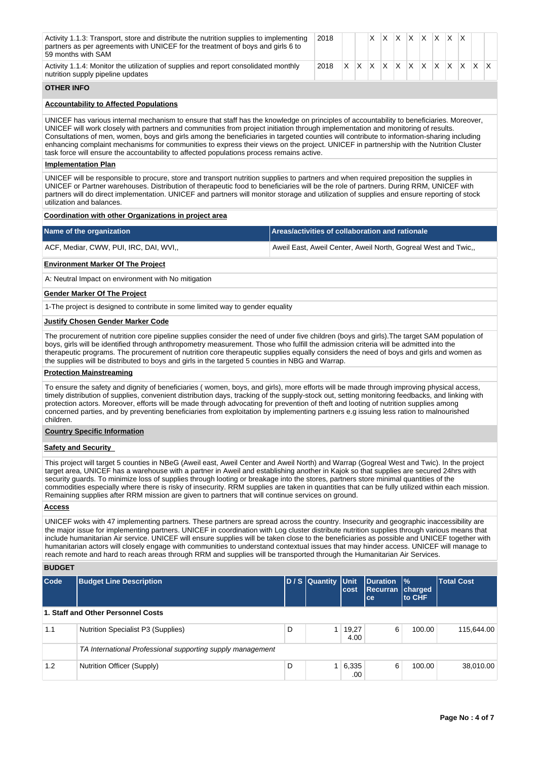| | | | | | | | | | | | | | |
|---|---|---|---|---|---|---|---|---|---|---|---|---|---|
| Activity 1.1.3: Transport, store and distribute the nutrition supplies to implementing partners as per agreements with UNICEF for the treatment of boys and girls 6 to 59 months with SAM | 2018 | | | X | X | X | X | X | X | X | X | | |
| Activity 1.1.4: Monitor the utilization of supplies and report consolidated monthly nutrition supply pipeline updates | 2018 | X | X | X | X | X | X | X | X | X | X | X | X |

## OTHER INFO

**Accountability to Affected Populations**

UNICEF has various internal mechanism to ensure that staff has the knowledge on principles of accountability to beneficiaries. Moreover, UNICEF will work closely with partners and communities from project initiation through implementation and monitoring of results. Consultations of men, women, boys and girls among the beneficiaries in targeted counties will contribute to information-sharing including enhancing complaint mechanisms for communities to express their views on the project. UNICEF in partnership with the Nutrition Cluster task force will ensure the accountability to affected populations process remains active.

**Implementation Plan**

UNICEF will be responsible to procure, store and transport nutrition supplies to partners and when required preposition the supplies in UNICEF or Partner warehouses. Distribution of therapeutic food to beneficiaries will be the role of partners. During RRM, UNICEF with partners will do direct implementation. UNICEF and partners will monitor storage and utilization of supplies and ensure reporting of stock utilization and balances.

**Coordination with other Organizations in project area**

| Name of the organization | Areas/activities of collaboration and rationale |
|---|---|
| ACF, Mediar, CWW, PUI, IRC, DAI, WVI,, | Aweil East, Aweil Center, Aweil North, Gogreal West and Twic,, |

**Environment Marker Of The Project**

A: Neutral Impact on environment with No mitigation

**Gender Marker Of The Project**

1-The project is designed to contribute in some limited way to gender equality

**Justify Chosen Gender Marker Code**

The procurement of nutrition core pipeline supplies consider the need of under five children (boys and girls).The target SAM population of boys, girls will be identified through anthropometry measurement. Those who fulfill the admission criteria will be admitted into the therapeutic programs. The procurement of nutrition core therapeutic supplies equally considers the need of boys and girls and women as the supplies will be distributed to boys and girls in the targeted 5 counties in NBG and Warrap.

**Protection Mainstreaming**

To ensure the safety and dignity of beneficiaries ( women, boys, and girls), more efforts will be made through improving physical access, timely distribution of supplies, convenient distribution days, tracking of the supply-stock out, setting monitoring feedbacks, and linking with protection actors. Moreover, efforts will be made through advocating for prevention of theft and looting of nutrition supplies among concerned parties, and by preventing beneficiaries from exploitation by implementing partners e.g issuing less ration to malnourished children.

**Country Specific Information**

**Safety and Security**

This project will target 5 counties in NBeG (Aweil east, Aweil Center and Aweil North) and Warrap (Gogreal West and Twic). In the project target area, UNICEF has a warehouse with a partner in Aweil and establishing another in Kajok so that supplies are secured 24hrs with security guards. To minimize loss of supplies through looting or breakage into the stores, partners store minimal quantities of the commodities especially where there is risky of insecurity. RRM supplies are taken in quantities that can be fully utilized within each mission. Remaining supplies after RRM mission are given to partners that will continue services on ground.

**Access**

UNICEF woks with 47 implementing partners. These partners are spread across the country. Insecurity and geographic inaccessibility are the major issue for implementing partners. UNICEF in coordination with Log cluster distribute nutrition supplies through various means that include humanitarian Air service. UNICEF will ensure supplies will be taken close to the beneficiaries as possible and UNICEF together with humanitarian actors will closely engage with communities to understand contextual issues that may hinder access. UNICEF will manage to reach remote and hard to reach areas through RRM and supplies will be transported through the Humanitarian Air Services.

## BUDGET

| Code | Budget Line Description | D / S | Quantity | Unit cost | Duration Recurrance | % charged to CHF | Total Cost |
|---|---|---|---|---|---|---|---|
| **1. Staff and Other Personnel Costs** | | | | | | | |
| 1.1 | Nutrition Specialist P3 (Supplies) | D | 1 | 19,274.00 | 6 | 100.00 | 115,644.00 |
| | *TA International Professional supporting supply management* | | | | | | |
| 1.2 | Nutrition Officer (Supply) | D | 1 | 6,335.00 | 6 | 100.00 | 38,010.00 |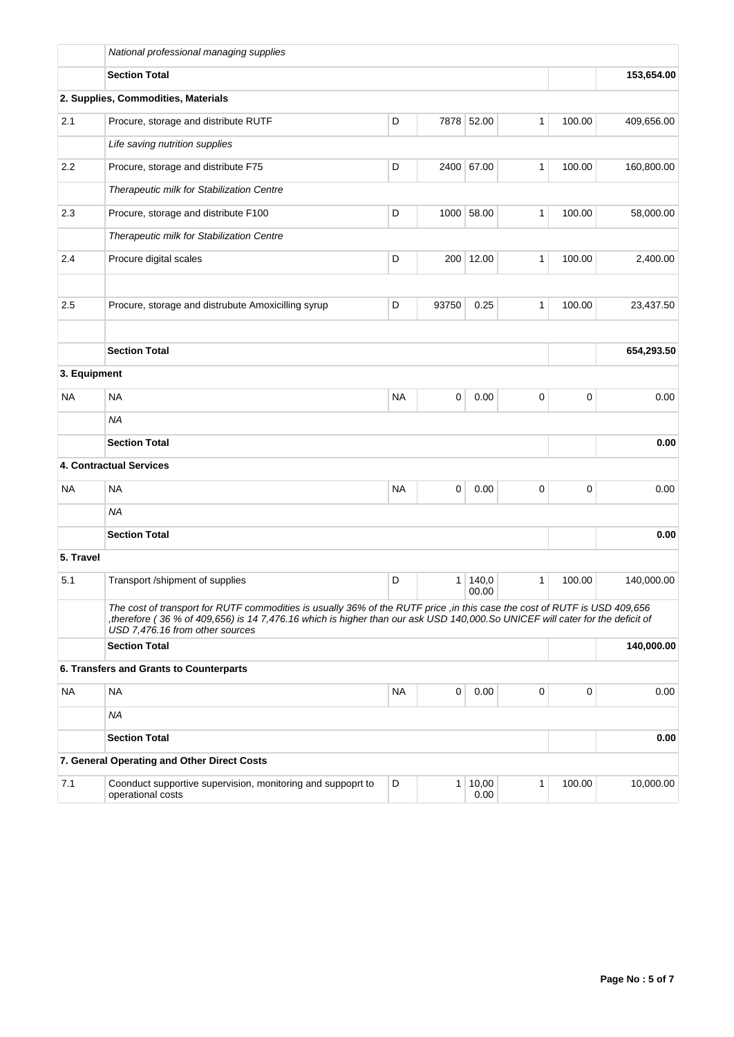| | | | | | | | |
|---|---|---|---|---|---|---|---|
| | *National professional managing supplies* | | | | | | |
| | **Section Total** | | | | | | **153,654.00** |
| **2. Supplies, Commodities, Materials** | | | | | | | |
| 2.1 | Procure, storage and distribute RUTF | D | 7878 | 52.00 | 1 | 100.00 | 409,656.00 |
| | *Life saving nutrition supplies* | | | | | | |
| 2.2 | Procure, storage and distribute F75 | D | 2400 | 67.00 | 1 | 100.00 | 160,800.00 |
| | *Therapeutic milk for Stabilization Centre* | | | | | | |
| 2.3 | Procure, storage and distribute F100 | D | 1000 | 58.00 | 1 | 100.00 | 58,000.00 |
| | *Therapeutic milk for Stabilization Centre* | | | | | | |
| 2.4 | Procure digital scales | D | 200 | 12.00 | 1 | 100.00 | 2,400.00 |
| | | | | | | | |
| 2.5 | Procure, storage and distrubute Amoxicilling syrup | D | 93750 | 0.25 | 1 | 100.00 | 23,437.50 |
| | | | | | | | |
| | **Section Total** | | | | | | **654,293.50** |
| **3. Equipment** | | | | | | | |
| NA | NA | NA | 0 | 0.00 | 0 | 0 | 0.00 |
| | *NA* | | | | | | |
| | **Section Total** | | | | | | **0.00** |
| **4. Contractual Services** | | | | | | | |
| NA | NA | NA | 0 | 0.00 | 0 | 0 | 0.00 |
| | *NA* | | | | | | |
| | **Section Total** | | | | | | **0.00** |
| **5. Travel** | | | | | | | |
| 5.1 | Transport /shipment of supplies | D | 1 | 140,000.00 | 1 | 100.00 | 140,000.00 |
| | *The cost of transport for RUTF commodities is usually 36% of the RUTF price ,in this case the cost of RUTF is USD 409,656 ,therefore ( 36 % of 409,656) is 14 7,476.16 which is higher than our ask USD 140,000.So UNICEF will cater for the deficit of USD 7,476.16 from other sources* | | | | | | |
| | **Section Total** | | | | | | **140,000.00** |
| **6. Transfers and Grants to Counterparts** | | | | | | | |
| NA | NA | NA | 0 | 0.00 | 0 | 0 | 0.00 |
| | *NA* | | | | | | |
| | **Section Total** | | | | | | **0.00** |
| **7. General Operating and Other Direct Costs** | | | | | | | |
| 7.1 | Coonduct supportive supervision, monitoring and suppoprt to operational costs | D | 1 | 10,000.00 | 1 | 100.00 | 10,000.00 |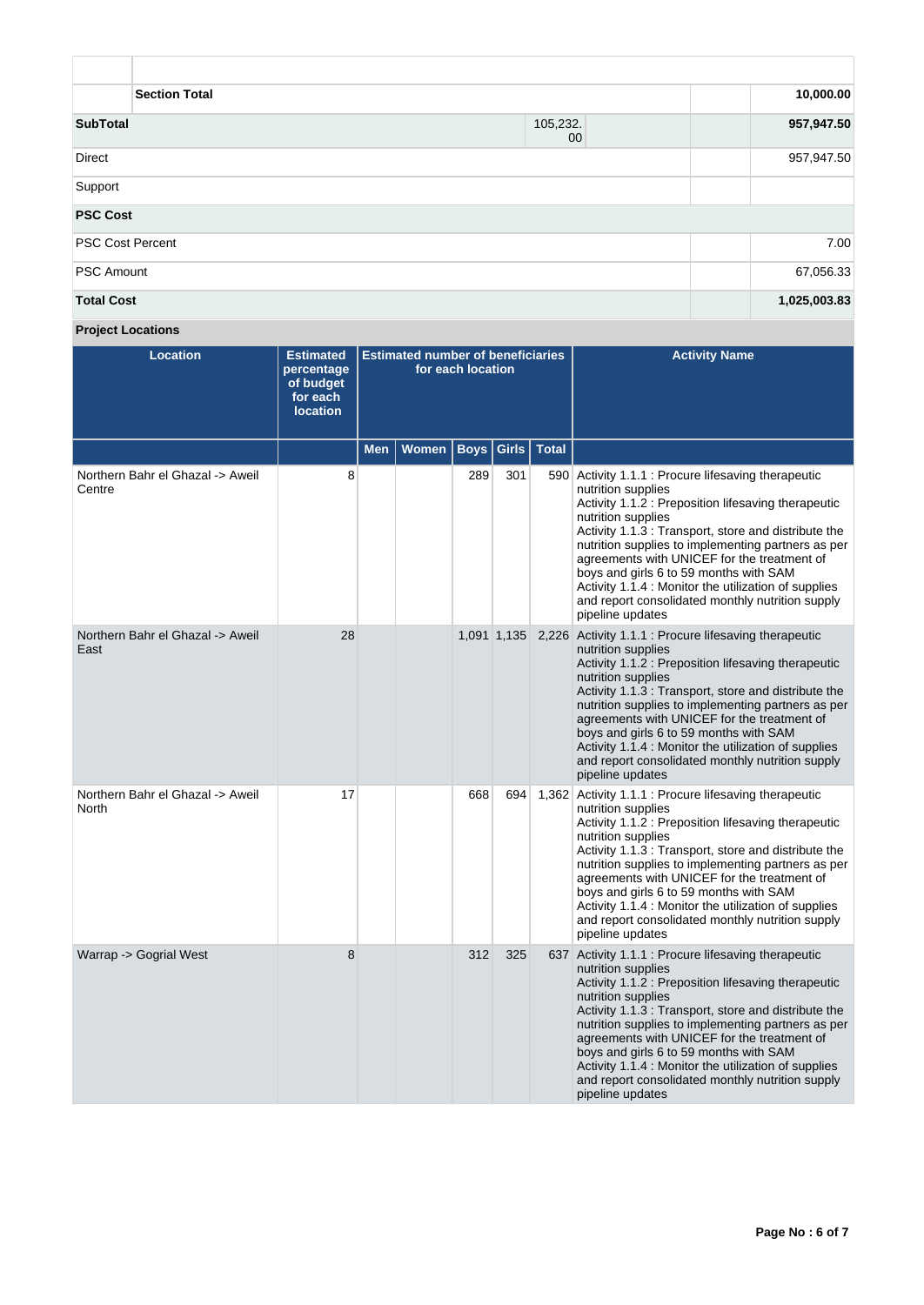| | | | | |
|---|---|---|---|---|
| | | | | |
| | **Section Total** | | | **10,000.00** |
| **SubTotal** | | 105,232.00 | | **957,947.50** |
| Direct | | | | 957,947.50 |
| Support | | | | |
| **PSC Cost** | | | | |
| PSC Cost Percent | | | | 7.00 |
| PSC Amount | | | | 67,056.33 |
| **Total Cost** | | | | **1,025,003.83** |

**Project Locations**

| Location | Estimated percentage of budget for each location | Estimated number of beneficiaries for each location | | | | | Activity Name |
|---|---|---|---|---|---|---|---|
| | | Men | Women | Boys | Girls | Total | |
| Northern Bahr el Ghazal -> Aweil Centre | 8 | | | 289 | 301 | 590 | Activity 1.1.1 : Procure lifesaving therapeutic nutrition supplies<br>Activity 1.1.2 : Preposition lifesaving therapeutic nutrition supplies<br>Activity 1.1.3 : Transport, store and distribute the nutrition supplies to implementing partners as per agreements with UNICEF for the treatment of boys and girls 6 to 59 months with SAM<br>Activity 1.1.4 : Monitor the utilization of supplies and report consolidated monthly nutrition supply pipeline updates |
| Northern Bahr el Ghazal -> Aweil East | 28 | | | 1,091 | 1,135 | 2,226 | Activity 1.1.1 : Procure lifesaving therapeutic nutrition supplies<br>Activity 1.1.2 : Preposition lifesaving therapeutic nutrition supplies<br>Activity 1.1.3 : Transport, store and distribute the nutrition supplies to implementing partners as per agreements with UNICEF for the treatment of boys and girls 6 to 59 months with SAM<br>Activity 1.1.4 : Monitor the utilization of supplies and report consolidated monthly nutrition supply pipeline updates |
| Northern Bahr el Ghazal -> Aweil North | 17 | | | 668 | 694 | 1,362 | Activity 1.1.1 : Procure lifesaving therapeutic nutrition supplies<br>Activity 1.1.2 : Preposition lifesaving therapeutic nutrition supplies<br>Activity 1.1.3 : Transport, store and distribute the nutrition supplies to implementing partners as per agreements with UNICEF for the treatment of boys and girls 6 to 59 months with SAM<br>Activity 1.1.4 : Monitor the utilization of supplies and report consolidated monthly nutrition supply pipeline updates |
| Warrap -> Gogrial West | 8 | | | 312 | 325 | 637 | Activity 1.1.1 : Procure lifesaving therapeutic nutrition supplies<br>Activity 1.1.2 : Preposition lifesaving therapeutic nutrition supplies<br>Activity 1.1.3 : Transport, store and distribute the nutrition supplies to implementing partners as per agreements with UNICEF for the treatment of boys and girls 6 to 59 months with SAM<br>Activity 1.1.4 : Monitor the utilization of supplies and report consolidated monthly nutrition supply pipeline updates |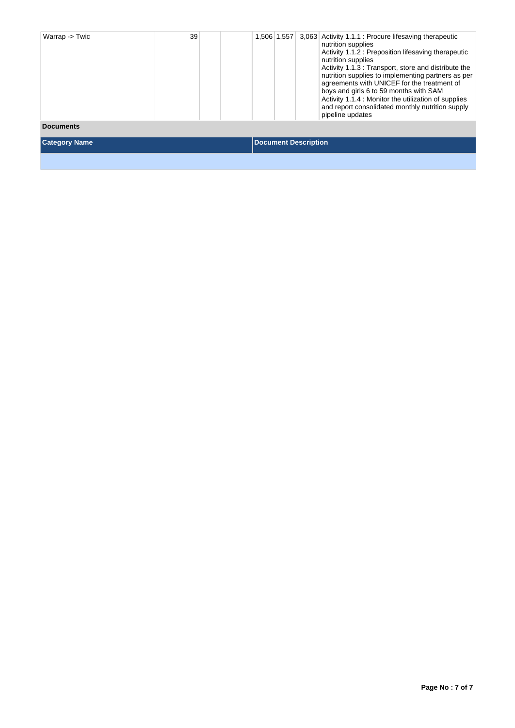| | | | | | | | |
|---|---|---|---|---|---|---|---|
| Warrap -> Twic | 39 | | | 1,506 | 1,557 | 3,063 | Activity 1.1.1 : Procure lifesaving therapeutic nutrition supplies<br>Activity 1.1.2 : Preposition lifesaving therapeutic nutrition supplies<br>Activity 1.1.3 : Transport, store and distribute the nutrition supplies to implementing partners as per agreements with UNICEF for the treatment of boys and girls 6 to 59 months with SAM<br>Activity 1.1.4 : Monitor the utilization of supplies and report consolidated monthly nutrition supply pipeline updates |

**Documents**

| Category Name | Document Description |
|---|---|
| | |